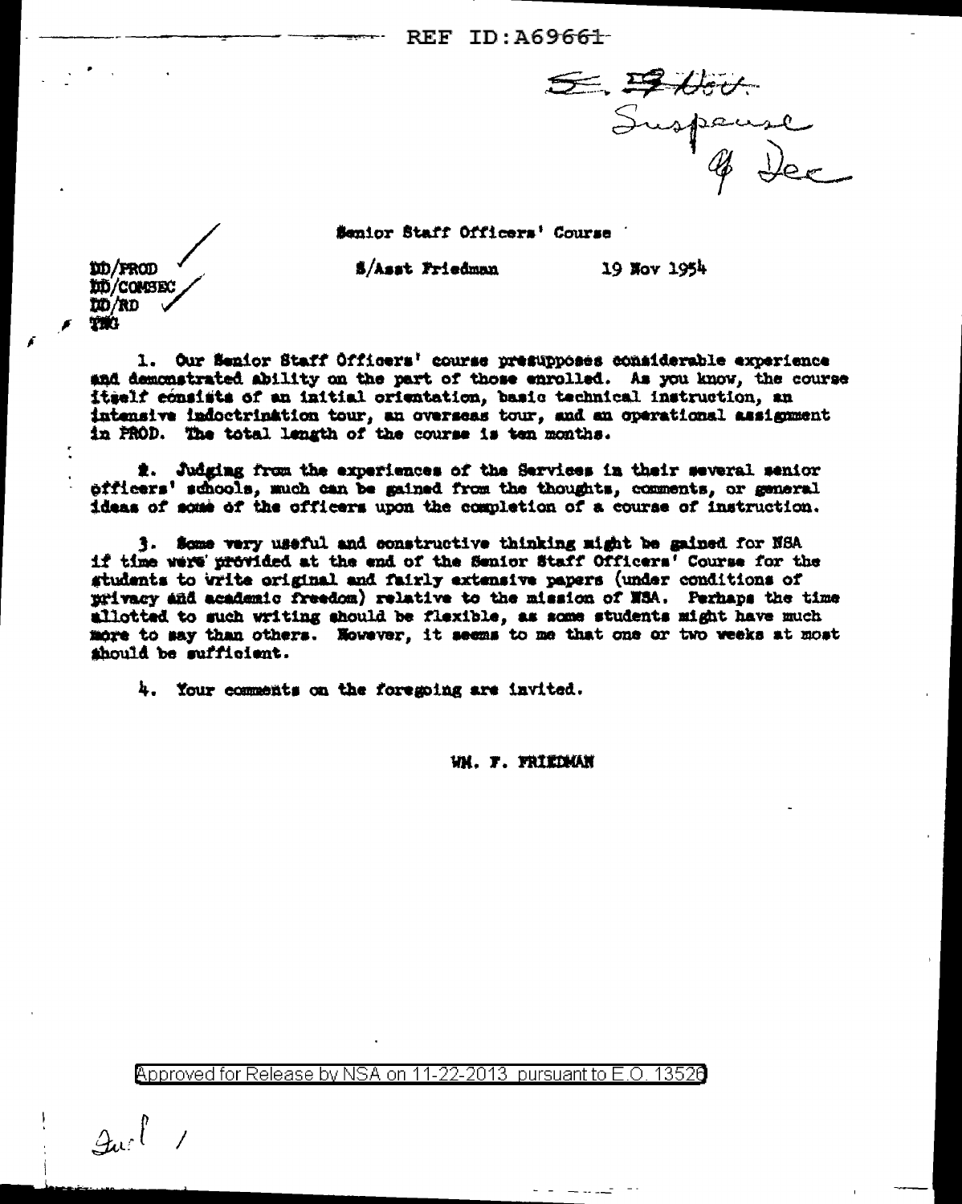REF ID:A69661

S. 19 Nov.
Suspense
4 Dec

Senior Staff Officers' Course

DD/PROD
DD/COMSEC
DD/RD
TNG

S/Asst Friedman

19 Nov 1954

1. Our Senior Staff Officers' course presupposes considerable experience and demonstrated ability on the part of those enrolled. As you know, the course itself consists of an initial orientation, basic technical instruction, an intensive indoctrination tour, an overseas tour, and an operational assignment in PROD. The total length of the course is ten months.

2. Judging from the experiences of the Services in their several senior officers' schools, much can be gained from the thoughts, comments, or general ideas of some of the officers upon the completion of a course of instruction.

3. Some very useful and constructive thinking might be gained for NSA if time were provided at the end of the Senior Staff Officers' Course for the students to write original and fairly extensive papers (under conditions of privacy and academic freedom) relative to the mission of NSA. Perhaps the time allotted to such writing should be flexible, as some students might have much more to say than others. However, it seems to me that one or two weeks at most should be sufficient.

4. Your comments on the foregoing are invited.

WM. F. FRIEDMAN

Approved for Release by NSA on 11-22-2013 pursuant to E.O. 13526

Incl 1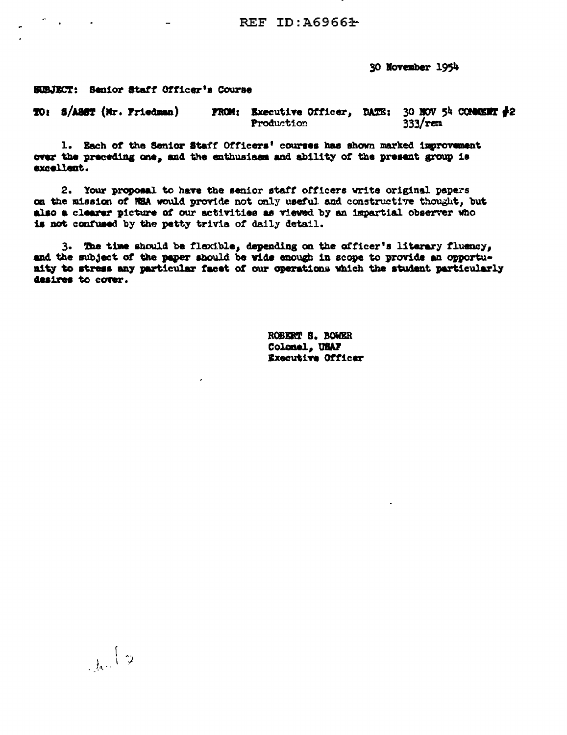REF ID:A69661

30 November 1954

SUBJECT: Senior Staff Officer's Course

TO: S/ASST (Mr. Friedman) FROM: Executive Officer, Production DATE: 30 NOV 54 COMMENT #2 333/rem

1. Each of the Senior Staff Officers' courses has shown marked improvement over the preceding one, and the enthusiasm and ability of the present group is excellent.

2. Your proposal to have the senior staff officers write original papers on the mission of NSA would provide not only useful and constructive thought, but also a clearer picture of our activities as viewed by an impartial observer who is not confused by the petty trivia of daily detail.

3. The time should be flexible, depending on the officer's literary fluency, and the subject of the paper should be wide enough in scope to provide an opportunity to stress any particular facet of our operations which the student particularly desires to cover.

ROBERT S. BOWER
Colonel, USAF
Executive Officer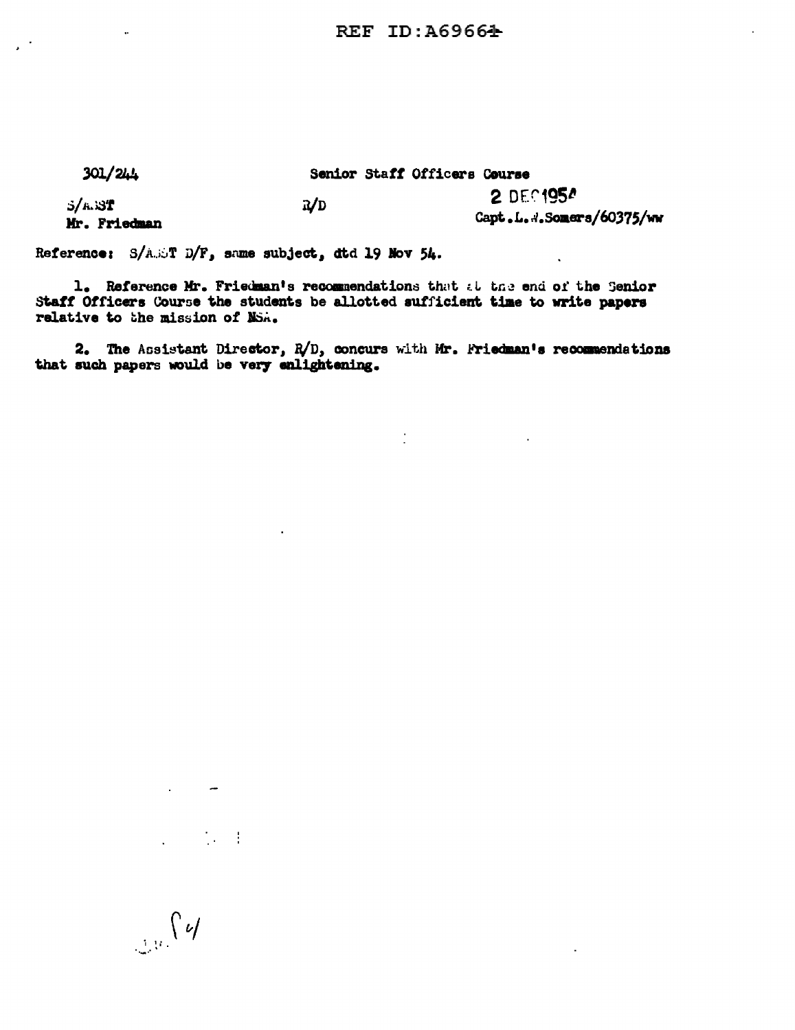REF ID:A69661

301/244 Senior Staff Officers Course

S/ASST R/D 2 DEC 1954
Mr. Friedman Capt. L. W. Somers/60375/ww

Reference: S/ASST D/F, same subject, dtd 19 Nov 54.

1. Reference Mr. Friedman's recommendations that at the end of the Senior Staff Officers Course the students be allotted sufficient time to write papers relative to the mission of NSA.

2. The Assistant Director, R/D, concurs with Mr. Friedman's recommendations that such papers would be very enlightening.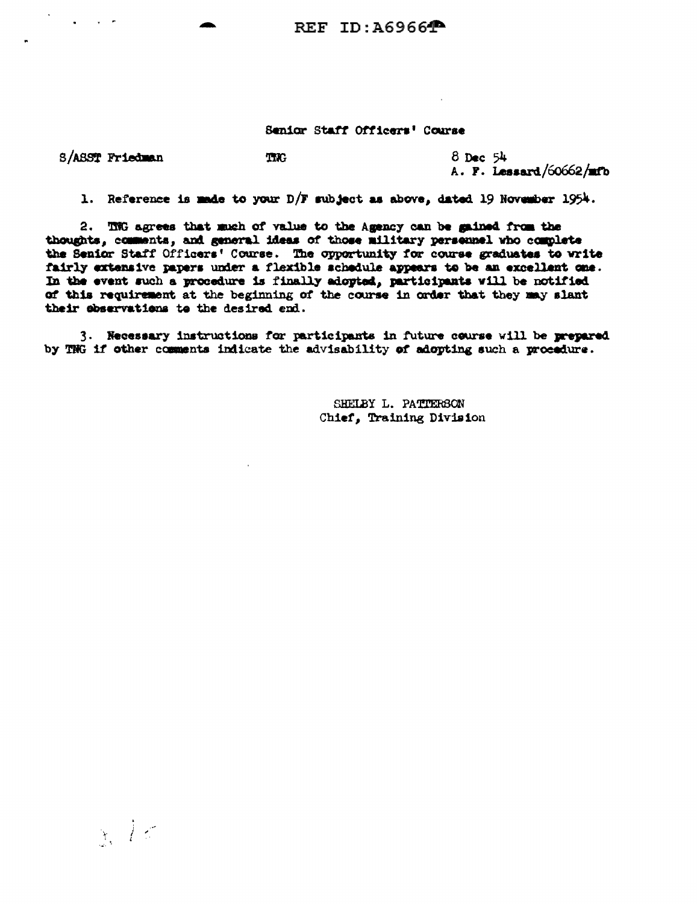REF ID:A69664

Senior Staff Officers' Course

S/ASST Friedman TNG 8 Dec 54
A. F. Lessard/60662/mfb

1. Reference is made to your D/F subject as above, dated 19 November 1954.

2. TNG agrees that much of value to the Agency can be gained from the thoughts, comments, and general ideas of those military personnel who complete the Senior Staff Officers' Course. The opportunity for course graduates to write fairly extensive papers under a flexible schedule appears to be an excellent one. In the event such a procedure is finally adopted, participants will be notified of this requirement at the beginning of the course in order that they may slant their observations to the desired end.

3. Necessary instructions for participants in future course will be prepared by TNG if other comments indicate the advisability of adopting such a procedure.

SHELBY L. PATTERSON
Chief, Training Division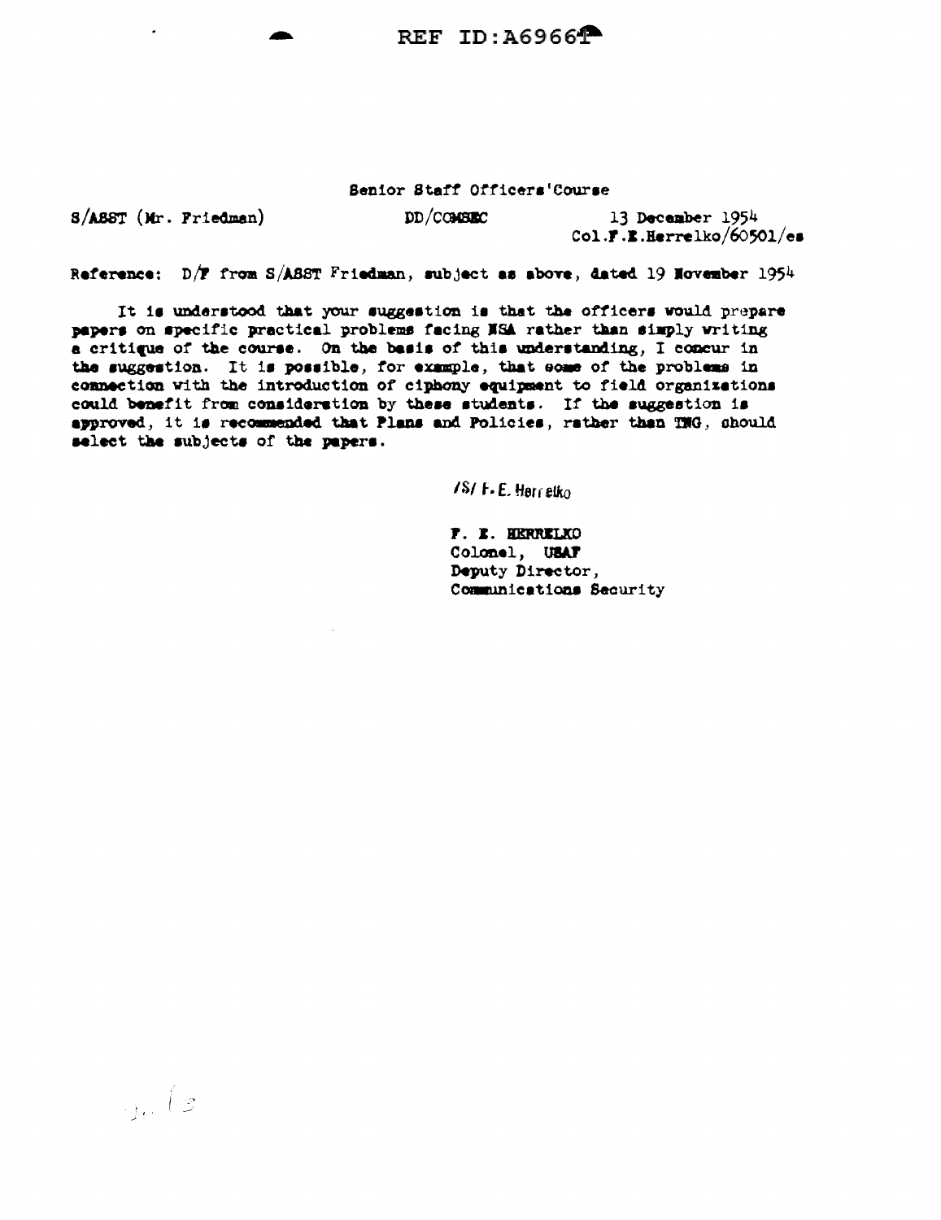REF ID:A69661

Senior Staff Officers' Course

S/ASST (Mr. Friedman) DD/COMSEC 13 December 1954
Col.F.E.Herrelko/60501/es

Reference: D/F from S/ASST Friedman, subject as above, dated 19 November 1954

It is understood that your suggestion is that the officers would prepare papers on specific practical problems facing NSA rather than simply writing a critique of the course. On the basis of this understanding, I concur in the suggestion. It is possible, for example, that some of the problems in connection with the introduction of ciphony equipment to field organizations could benefit from consideration by these students. If the suggestion is approved, it is recommended that Plans and Policies, rather than TMG, should select the subjects of the papers.

/S/ F. E. Herrelko

F. E. HERRELKO
Colonel, USAF
Deputy Director,
Communications Security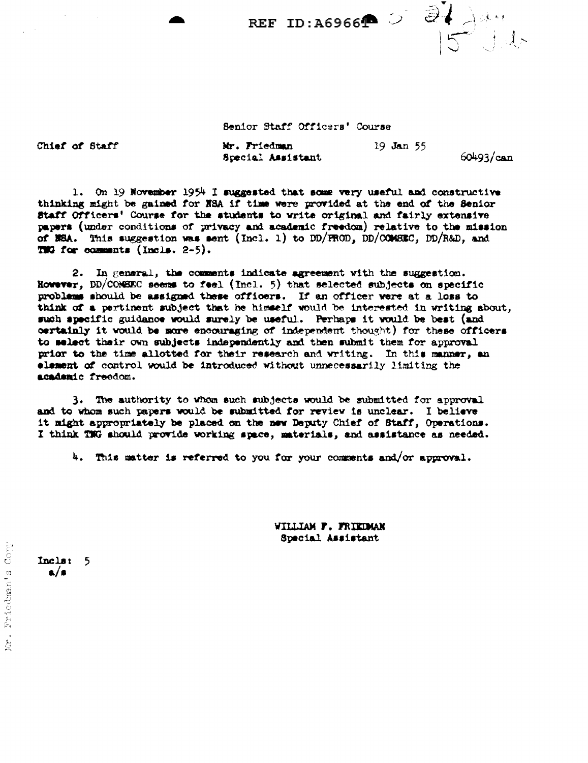REF ID:A69661

Senior Staff Officers' Course

Chief of Staff

Mr. Friedman
Special Assistant

19 Jan 55

60493/can

1. On 19 November 1954 I suggested that some very useful and constructive thinking might be gained for NSA if time were provided at the end of the Senior Staff Officers' Course for the students to write original and fairly extensive papers (under conditions of privacy and academic freedom) relative to the mission of NSA. This suggestion was sent (Incl. 1) to DD/PROD, DD/COMSEC, DD/R&D, and TNG for comments (Incls. 2-5).

2. In general, the comments indicate agreement with the suggestion. However, DD/COMSEC seems to feel (Incl. 5) that selected subjects on specific problems should be assigned these officers. If an officer were at a loss to think of a pertinent subject that he himself would be interested in writing about, such specific guidance would surely be useful. Perhaps it would be best (and certainly it would be more encouraging of independent thought) for these officers to select their own subjects independently and then submit them for approval prior to the time allotted for their research and writing. In this manner, an element of control would be introduced without unnecessarily limiting the academic freedom.

3. The authority to whom such subjects would be submitted for approval and to whom such papers would be submitted for review is unclear. I believe it might appropriately be placed on the new Deputy Chief of Staff, Operations. I think TNG should provide working space, materials, and assistance as needed.

4. This matter is referred to you for your comments and/or approval.

WILLIAM F. FRIEDMAN
Special Assistant

Incls: 5
a/s

Mr. Friedman's Copy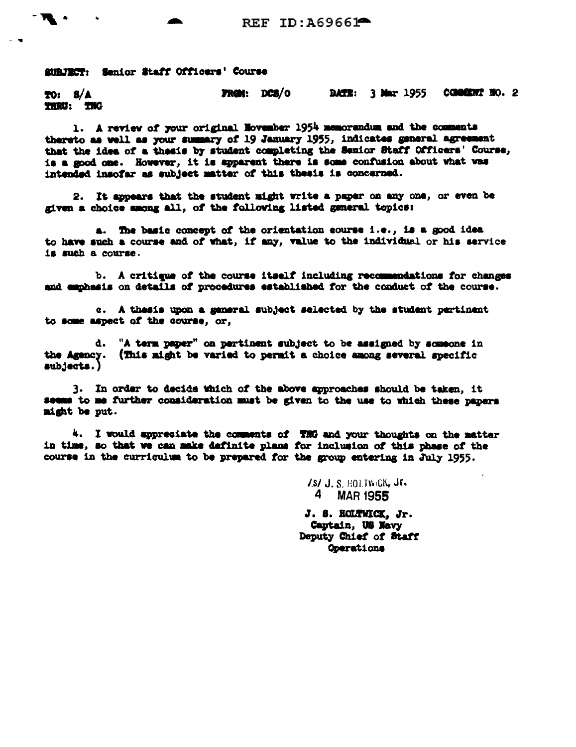SUBJECT: Senior Staff Officers' Course

TO: S/A
THRU: TNG

FROM: DCS/O

DATE: 3 Mar 1955

COMMENT NO. 2

1. A review of your original November 1954 memorandum and the comments thereto as well as your summary of 19 January 1955, indicates general agreement that the idea of a thesis by student completing the Senior Staff Officers' Course, is a good one. However, it is apparent there is some confusion about what was intended insofar as subject matter of this thesis is concerned.

2. It appears that the student might write a paper on any one, or even be given a choice among all, of the following listed general topics:

a. The basic concept of the orientation course i.e., is a good idea to have such a course and of what, if any, value to the individual or his service is such a course.

b. A critique of the course itself including recommendations for changes and emphasis on details of procedures established for the conduct of the course.

c. A thesis upon a general subject selected by the student pertinent to some aspect of the course, or,

d. "A term paper" on pertinent subject to be assigned by someone in the Agency. (This might be varied to permit a choice among several specific subjects.)

3. In order to decide which of the above approaches should be taken, it seems to me further consideration must be given to the use to which these papers might be put.

4. I would appreciate the comments of TNG and your thoughts on the matter in time, so that we can make definite plans for inclusion of this phase of the course in the curriculum to be prepared for the group entering in July 1955.

/S/ J. S. HOLTWICK, Jr.
4 MAR 1955

J. S. HOLTWICK, Jr.
Captain, US Navy
Deputy Chief of Staff
Operations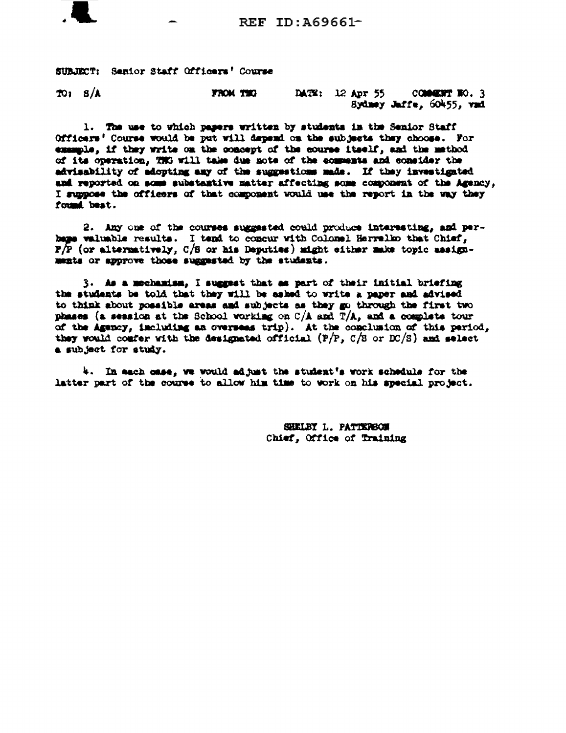REF ID:A69661

SUBJECT: Senior Staff Officers' Course

TO: S/A | FROM TSG | DATE: 12 Apr 55 | COMMENT NO. 3
Sydney Jaffe, 60455, vmd

1. The use to which papers written by students in the Senior Staff Officers' Course would be put will depend on the subjects they choose. For example, if they write on the concept of the course itself, and the method of its operation, TSG will take due note of the comments and consider the advisability of adopting any of the suggestions made. If they investigated and reported on some substantive matter affecting some component of the Agency, I suppose the officers of that component would use the report in the way they found best.

2. Any one of the courses suggested could produce interesting, and perhaps valuable results. I tend to concur with Colonel Herrelko that Chief, P/P (or alternatively, C/S or his Deputies) might either make topic assignments or approve those suggested by the students.

3. As a mechanism, I suggest that as part of their initial briefing the students be told that they will be asked to write a paper and advised to think about possible areas and subjects as they go through the first two phases (a session at the School working on C/A and T/A, and a complete tour of the Agency, including an overseas trip). At the conclusion of this period, they would confer with the designated official (P/P, C/S or DC/S) and select a subject for study.

4. In each case, we would adjust the student's work schedule for the latter part of the course to allow him time to work on his special project.

SHELBY L. PATTERSON
Chief, Office of Training